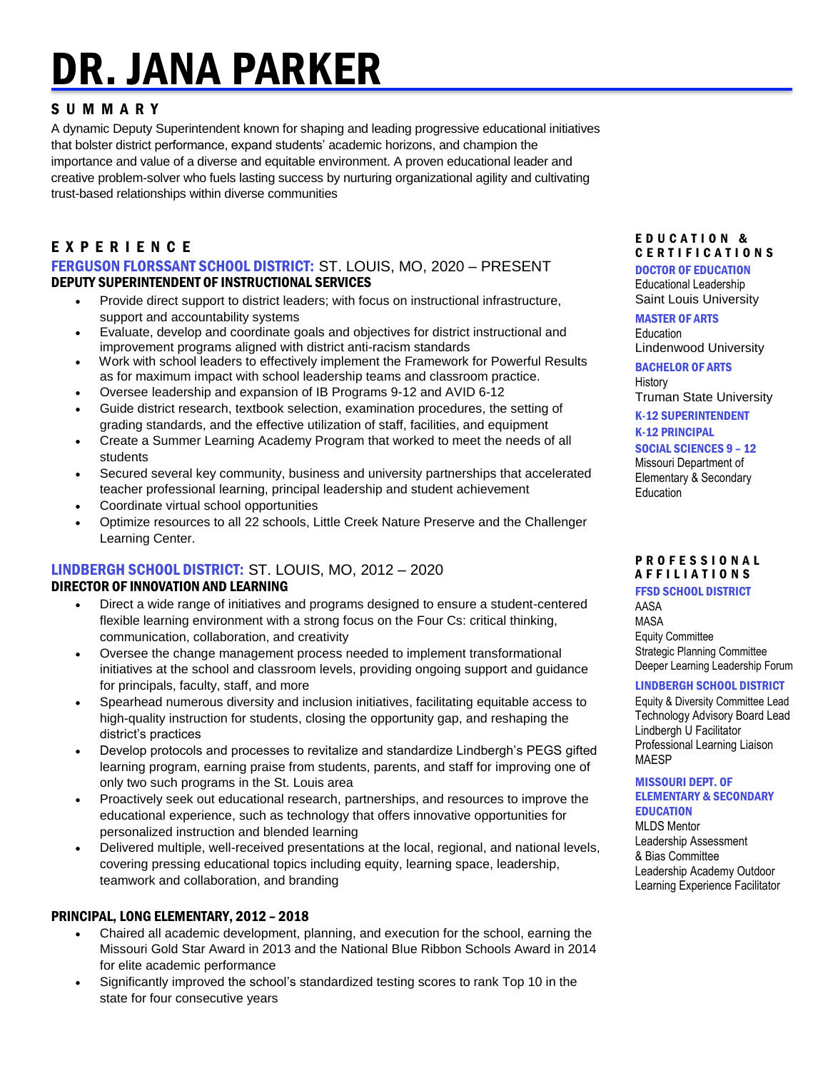# DR. JANA PARKER

## SUMMARY

A dynamic Deputy Superintendent known for shaping and leading progressive educational initiatives that bolster district performance, expand students' academic horizons, and champion the importance and value of a diverse and equitable environment. A proven educational leader and creative problem-solver who fuels lasting success by nurturing organizational agility and cultivating trust-based relationships within diverse communities

## EXPERIENCE

### FERGUSON FLORSSANT SCHOOL DISTRICT: ST. LOUIS, MO, 2020 – PRESENT

**DEPUTY SUPERINTENDENT OF INSTRUCTIONAL SERVICES**

- Provide direct support to district leaders; with focus on instructional infrastructure, support and accountability systems
- Evaluate, develop and coordinate goals and objectives for district instructional and improvement programs aligned with district anti-racism standards
- Work with school leaders to effectively implement the Framework for Powerful Results as for maximum impact with school leadership teams and classroom practice.
- Oversee leadership and expansion of IB Programs 9-12 and AVID 6-12
- Guide district research, textbook selection, examination procedures, the setting of grading standards, and the effective utilization of staff, facilities, and equipment
- Create a Summer Learning Academy Program that worked to meet the needs of all students
- Secured several key community, business and university partnerships that accelerated teacher professional learning, principal leadership and student achievement
- Coordinate virtual school opportunities
- Optimize resources to all 22 schools, Little Creek Nature Preserve and the Challenger Learning Center.

### LINDBERGH SCHOOL DISTRICT: ST. LOUIS, MO, 2012 – 2020

**DIRECTOR OF INNOVATION AND LEARNING**

- Direct a wide range of initiatives and programs designed to ensure a student-centered flexible learning environment with a strong focus on the Four Cs: critical thinking, communication, collaboration, and creativity
- Oversee the change management process needed to implement transformational initiatives at the school and classroom levels, providing ongoing support and guidance for principals, faculty, staff, and more
- Spearhead numerous diversity and inclusion initiatives, facilitating equitable access to high-quality instruction for students, closing the opportunity gap, and reshaping the district's practices
- Develop protocols and processes to revitalize and standardize Lindbergh's PEGS gifted learning program, earning praise from students, parents, and staff for improving one of only two such programs in the St. Louis area
- Proactively seek out educational research, partnerships, and resources to improve the educational experience, such as technology that offers innovative opportunities for personalized instruction and blended learning
- Delivered multiple, well-received presentations at the local, regional, and national levels, covering pressing educational topics including equity, learning space, leadership, teamwork and collaboration, and branding

**PRINCIPAL, LONG ELEMENTARY, 2012 – 2018**

- Chaired all academic development, planning, and execution for the school, earning the Missouri Gold Star Award in 2013 and the National Blue Ribbon Schools Award in 2014 for elite academic performance
- Significantly improved the school's standardized testing scores to rank Top 10 in the state for four consecutive years

## EDUCATION & CERTIFICATIONS

**DOCTOR OF EDUCATION**
Educational Leadership
Saint Louis University

**MASTER OF ARTS**
Education
Lindenwood University

**BACHELOR OF ARTS**
History
Truman State University

**K-12 SUPERINTENDENT**

**K-12 PRINCIPAL**

**SOCIAL SCIENCES 9 – 12**
Missouri Department of Elementary & Secondary Education

## PROFESSIONAL AFFILIATIONS

**FFSD SCHOOL DISTRICT**
AASA
MASA
Equity Committee
Strategic Planning Committee
Deeper Learning Leadership Forum

**LINDBERGH SCHOOL DISTRICT**
Equity & Diversity Committee Lead
Technology Advisory Board Lead
Lindbergh U Facilitator
Professional Learning Liaison
MAESP

**MISSOURI DEPT. OF ELEMENTARY & SECONDARY EDUCATION**
MLDS Mentor
Leadership Assessment & Bias Committee
Leadership Academy Outdoor Learning Experience Facilitator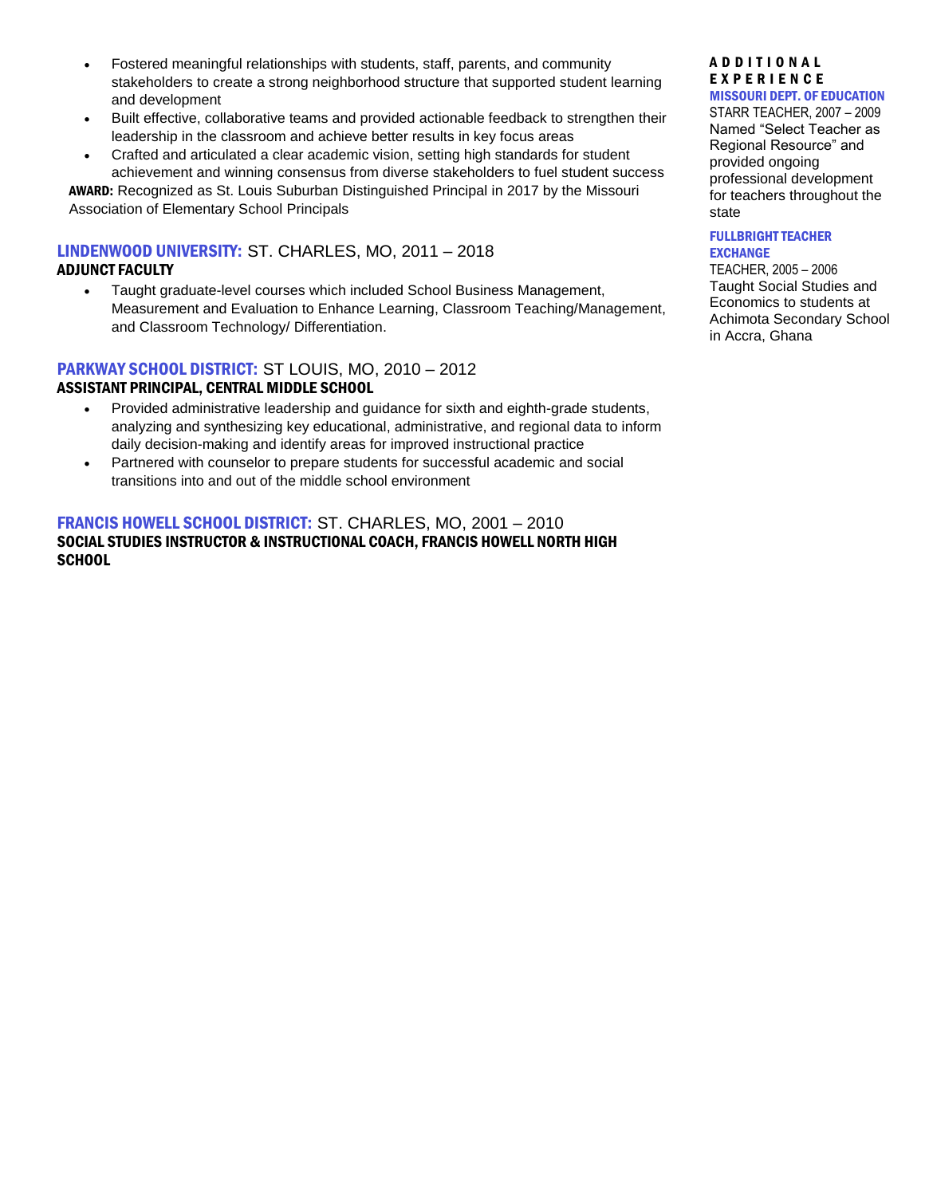- Fostered meaningful relationships with students, staff, parents, and community stakeholders to create a strong neighborhood structure that supported student learning and development
- Built effective, collaborative teams and provided actionable feedback to strengthen their leadership in the classroom and achieve better results in key focus areas
- Crafted and articulated a clear academic vision, setting high standards for student achievement and winning consensus from diverse stakeholders to fuel student success

**AWARD:** Recognized as St. Louis Suburban Distinguished Principal in 2017 by the Missouri Association of Elementary School Principals

### LINDENWOOD UNIVERSITY: ST. CHARLES, MO, 2011 – 2018

**ADJUNCT FACULTY**

- Taught graduate-level courses which included School Business Management, Measurement and Evaluation to Enhance Learning, Classroom Teaching/Management, and Classroom Technology/ Differentiation.

### PARKWAY SCHOOL DISTRICT: ST LOUIS, MO, 2010 – 2012

**ASSISTANT PRINCIPAL, CENTRAL MIDDLE SCHOOL**

- Provided administrative leadership and guidance for sixth and eighth-grade students, analyzing and synthesizing key educational, administrative, and regional data to inform daily decision-making and identify areas for improved instructional practice
- Partnered with counselor to prepare students for successful academic and social transitions into and out of the middle school environment

### FRANCIS HOWELL SCHOOL DISTRICT: ST. CHARLES, MO, 2001 – 2010

**SOCIAL STUDIES INSTRUCTOR & INSTRUCTIONAL COACH, FRANCIS HOWELL NORTH HIGH SCHOOL**

## ADDITIONAL EXPERIENCE

**MISSOURI DEPT. OF EDUCATION**

STARR TEACHER, 2007 – 2009

Named "Select Teacher as Regional Resource" and provided ongoing professional development for teachers throughout the state

**FULLBRIGHT TEACHER EXCHANGE**

TEACHER, 2005 – 2006

Taught Social Studies and Economics to students at Achimota Secondary School in Accra, Ghana